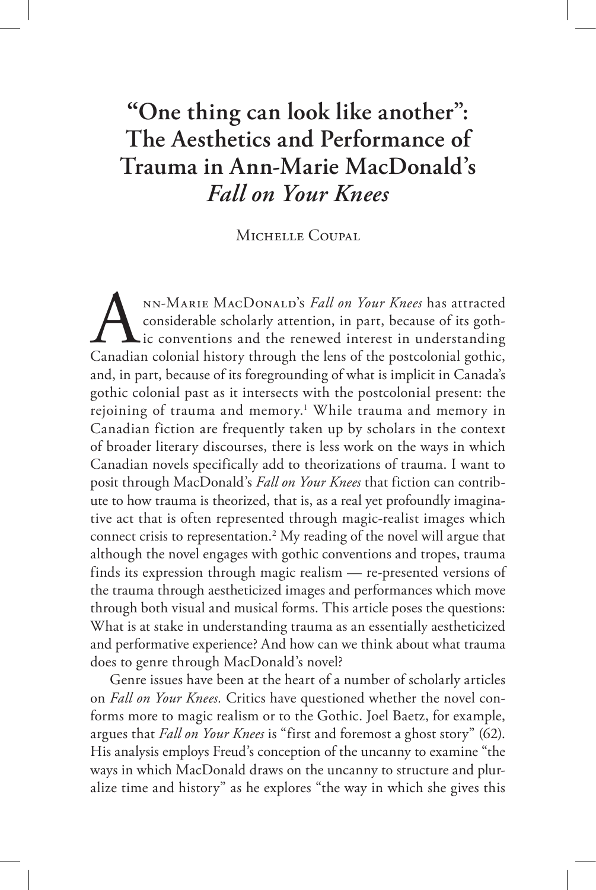# "One thing can look like another": The Aesthetics and Performance of Trauma in Ann-Marie MacDonald's *Fall on Your Knees*

Michelle Coupal

Ann-Marie MacDonald's *Fall on Your Knees* has attracted considerable scholarly attention, in part, because of its gothic conventions and the renewed interest in understanding Canadian colonial history through the lens of the postcolonial gothic, and, in part, because of its foregrounding of what is implicit in Canada's gothic colonial past as it intersects with the postcolonial present: the rejoining of trauma and memory.[1] While trauma and memory in Canadian fiction are frequently taken up by scholars in the context of broader literary discourses, there is less work on the ways in which Canadian novels specifically add to theorizations of trauma. I want to posit through MacDonald's *Fall on Your Knees* that fiction can contribute to how trauma is theorized, that is, as a real yet profoundly imaginative act that is often represented through magic-realist images which connect crisis to representation.[2] My reading of the novel will argue that although the novel engages with gothic conventions and tropes, trauma finds its expression through magic realism — re-presented versions of the trauma through aestheticized images and performances which move through both visual and musical forms. This article poses the questions: What is at stake in understanding trauma as an essentially aestheticized and performative experience? And how can we think about what trauma does to genre through MacDonald's novel?

Genre issues have been at the heart of a number of scholarly articles on *Fall on Your Knees.* Critics have questioned whether the novel conforms more to magic realism or to the Gothic. Joel Baetz, for example, argues that *Fall on Your Knees* is "first and foremost a ghost story" (62). His analysis employs Freud's conception of the uncanny to examine "the ways in which MacDonald draws on the uncanny to structure and pluralize time and history" as he explores "the way in which she gives this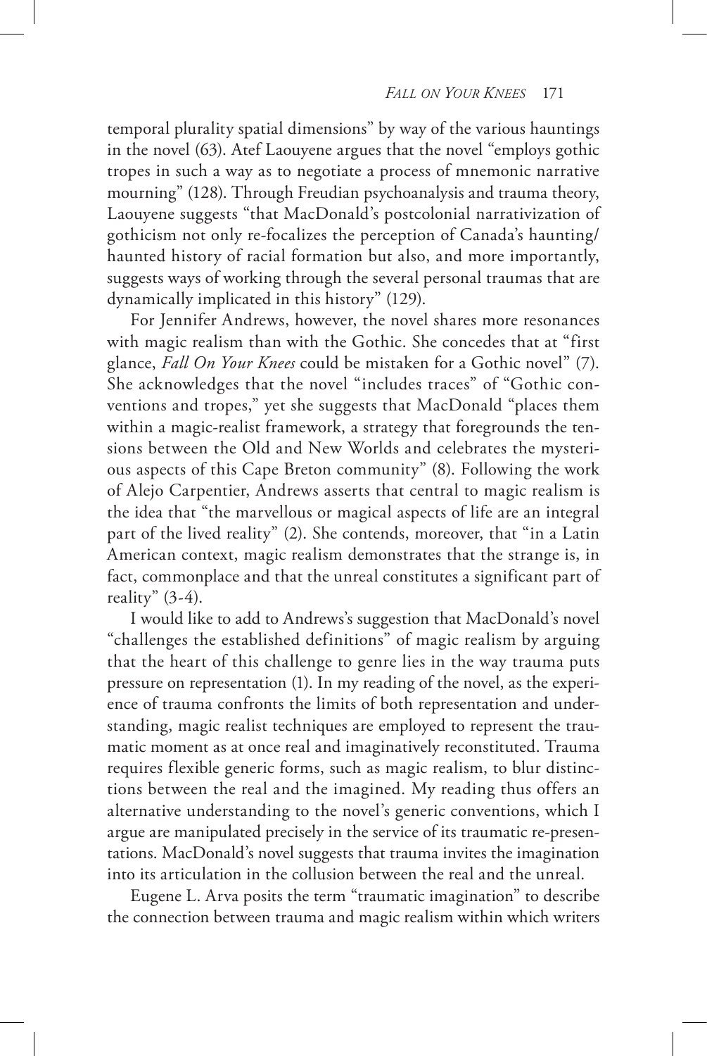temporal plurality spatial dimensions" by way of the various hauntings in the novel (63). Atef Laouyene argues that the novel "employs gothic tropes in such a way as to negotiate a process of mnemonic narrative mourning" (128). Through Freudian psychoanalysis and trauma theory, Laouyene suggests "that MacDonald's postcolonial narrativization of gothicism not only re-focalizes the perception of Canada's haunting/haunted history of racial formation but also, and more importantly, suggests ways of working through the several personal traumas that are dynamically implicated in this history" (129).

For Jennifer Andrews, however, the novel shares more resonances with magic realism than with the Gothic. She concedes that at "first glance, *Fall On Your Knees* could be mistaken for a Gothic novel" (7). She acknowledges that the novel "includes traces" of "Gothic conventions and tropes," yet she suggests that MacDonald "places them within a magic-realist framework, a strategy that foregrounds the tensions between the Old and New Worlds and celebrates the mysterious aspects of this Cape Breton community" (8). Following the work of Alejo Carpentier, Andrews asserts that central to magic realism is the idea that "the marvellous or magical aspects of life are an integral part of the lived reality" (2). She contends, moreover, that "in a Latin American context, magic realism demonstrates that the strange is, in fact, commonplace and that the unreal constitutes a significant part of reality" (3-4).

I would like to add to Andrews's suggestion that MacDonald's novel "challenges the established definitions" of magic realism by arguing that the heart of this challenge to genre lies in the way trauma puts pressure on representation (1). In my reading of the novel, as the experience of trauma confronts the limits of both representation and understanding, magic realist techniques are employed to represent the traumatic moment as at once real and imaginatively reconstituted. Trauma requires flexible generic forms, such as magic realism, to blur distinctions between the real and the imagined. My reading thus offers an alternative understanding to the novel's generic conventions, which I argue are manipulated precisely in the service of its traumatic re-presentations. MacDonald's novel suggests that trauma invites the imagination into its articulation in the collusion between the real and the unreal.

Eugene L. Arva posits the term "traumatic imagination" to describe the connection between trauma and magic realism within which writers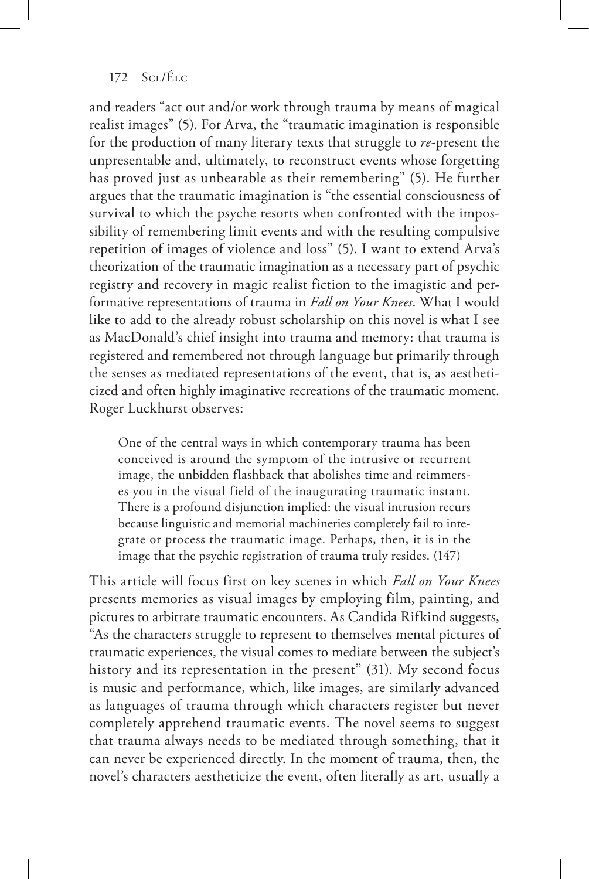and readers "act out and/or work through trauma by means of magical realist images" (5). For Arva, the "traumatic imagination is responsible for the production of many literary texts that struggle to *re*-present the unpresentable and, ultimately, to reconstruct events whose forgetting has proved just as unbearable as their remembering" (5). He further argues that the traumatic imagination is "the essential consciousness of survival to which the psyche resorts when confronted with the impossibility of remembering limit events and with the resulting compulsive repetition of images of violence and loss" (5). I want to extend Arva's theorization of the traumatic imagination as a necessary part of psychic registry and recovery in magic realist fiction to the imagistic and performative representations of trauma in *Fall on Your Knees*. What I would like to add to the already robust scholarship on this novel is what I see as MacDonald's chief insight into trauma and memory: that trauma is registered and remembered not through language but primarily through the senses as mediated representations of the event, that is, as aestheticized and often highly imaginative recreations of the traumatic moment. Roger Luckhurst observes:

> One of the central ways in which contemporary trauma has been conceived is around the symptom of the intrusive or recurrent image, the unbidden flashback that abolishes time and reimmerses you in the visual field of the inaugurating traumatic instant. There is a profound disjunction implied: the visual intrusion recurs because linguistic and memorial machineries completely fail to integrate or process the traumatic image. Perhaps, then, it is in the image that the psychic registration of trauma truly resides. (147)

This article will focus first on key scenes in which *Fall on Your Knees* presents memories as visual images by employing film, painting, and pictures to arbitrate traumatic encounters. As Candida Rifkind suggests, "As the characters struggle to represent to themselves mental pictures of traumatic experiences, the visual comes to mediate between the subject's history and its representation in the present" (31). My second focus is music and performance, which, like images, are similarly advanced as languages of trauma through which characters register but never completely apprehend traumatic events. The novel seems to suggest that trauma always needs to be mediated through something, that it can never be experienced directly. In the moment of trauma, then, the novel's characters aestheticize the event, often literally as art, usually a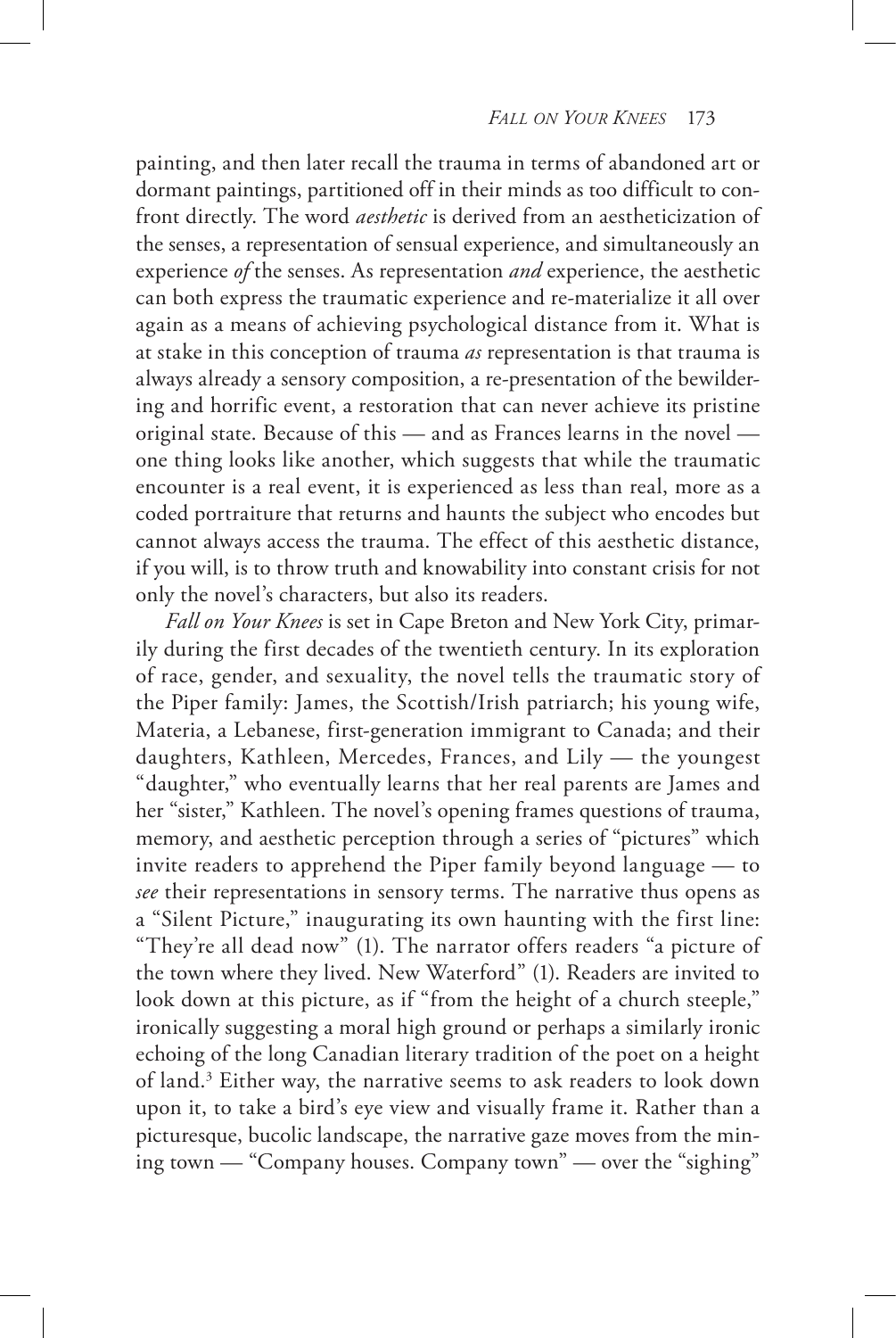painting, and then later recall the trauma in terms of abandoned art or dormant paintings, partitioned off in their minds as too difficult to confront directly. The word *aesthetic* is derived from an aestheticization of the senses, a representation of sensual experience, and simultaneously an experience *of* the senses. As representation *and* experience, the aesthetic can both express the traumatic experience and re-materialize it all over again as a means of achieving psychological distance from it. What is at stake in this conception of trauma *as* representation is that trauma is always already a sensory composition, a re-presentation of the bewildering and horrific event, a restoration that can never achieve its pristine original state. Because of this — and as Frances learns in the novel — one thing looks like another, which suggests that while the traumatic encounter is a real event, it is experienced as less than real, more as a coded portraiture that returns and haunts the subject who encodes but cannot always access the trauma. The effect of this aesthetic distance, if you will, is to throw truth and knowability into constant crisis for not only the novel's characters, but also its readers.

*Fall on Your Knees* is set in Cape Breton and New York City, primarily during the first decades of the twentieth century. In its exploration of race, gender, and sexuality, the novel tells the traumatic story of the Piper family: James, the Scottish/Irish patriarch; his young wife, Materia, a Lebanese, first-generation immigrant to Canada; and their daughters, Kathleen, Mercedes, Frances, and Lily — the youngest "daughter," who eventually learns that her real parents are James and her "sister," Kathleen. The novel's opening frames questions of trauma, memory, and aesthetic perception through a series of "pictures" which invite readers to apprehend the Piper family beyond language — to *see* their representations in sensory terms. The narrative thus opens as a "Silent Picture," inaugurating its own haunting with the first line: "They're all dead now" (1). The narrator offers readers "a picture of the town where they lived. New Waterford" (1). Readers are invited to look down at this picture, as if "from the height of a church steeple," ironically suggesting a moral high ground or perhaps a similarly ironic echoing of the long Canadian literary tradition of the poet on a height of land.[3] Either way, the narrative seems to ask readers to look down upon it, to take a bird's eye view and visually frame it. Rather than a picturesque, bucolic landscape, the narrative gaze moves from the mining town — "Company houses. Company town" — over the "sighing"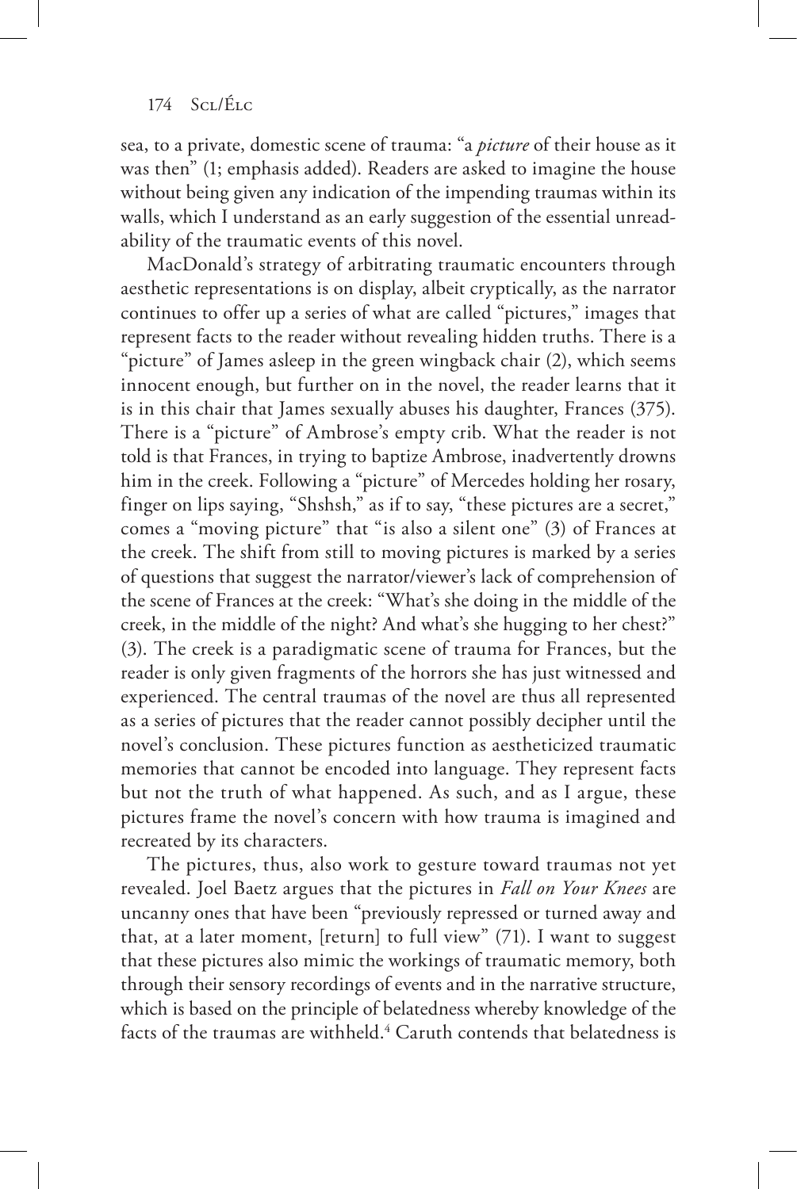sea, to a private, domestic scene of trauma: "a *picture* of their house as it was then" (1; emphasis added). Readers are asked to imagine the house without being given any indication of the impending traumas within its walls, which I understand as an early suggestion of the essential unreadability of the traumatic events of this novel.

MacDonald's strategy of arbitrating traumatic encounters through aesthetic representations is on display, albeit cryptically, as the narrator continues to offer up a series of what are called "pictures," images that represent facts to the reader without revealing hidden truths. There is a "picture" of James asleep in the green wingback chair (2), which seems innocent enough, but further on in the novel, the reader learns that it is in this chair that James sexually abuses his daughter, Frances (375). There is a "picture" of Ambrose's empty crib. What the reader is not told is that Frances, in trying to baptize Ambrose, inadvertently drowns him in the creek. Following a "picture" of Mercedes holding her rosary, finger on lips saying, "Shshsh," as if to say, "these pictures are a secret," comes a "moving picture" that "is also a silent one" (3) of Frances at the creek. The shift from still to moving pictures is marked by a series of questions that suggest the narrator/viewer's lack of comprehension of the scene of Frances at the creek: "What's she doing in the middle of the creek, in the middle of the night? And what's she hugging to her chest?" (3). The creek is a paradigmatic scene of trauma for Frances, but the reader is only given fragments of the horrors she has just witnessed and experienced. The central traumas of the novel are thus all represented as a series of pictures that the reader cannot possibly decipher until the novel's conclusion. These pictures function as aestheticized traumatic memories that cannot be encoded into language. They represent facts but not the truth of what happened. As such, and as I argue, these pictures frame the novel's concern with how trauma is imagined and recreated by its characters.

The pictures, thus, also work to gesture toward traumas not yet revealed. Joel Baetz argues that the pictures in *Fall on Your Knees* are uncanny ones that have been "previously repressed or turned away and that, at a later moment, [return] to full view" (71). I want to suggest that these pictures also mimic the workings of traumatic memory, both through their sensory recordings of events and in the narrative structure, which is based on the principle of belatedness whereby knowledge of the facts of the traumas are withheld.[4] Caruth contends that belatedness is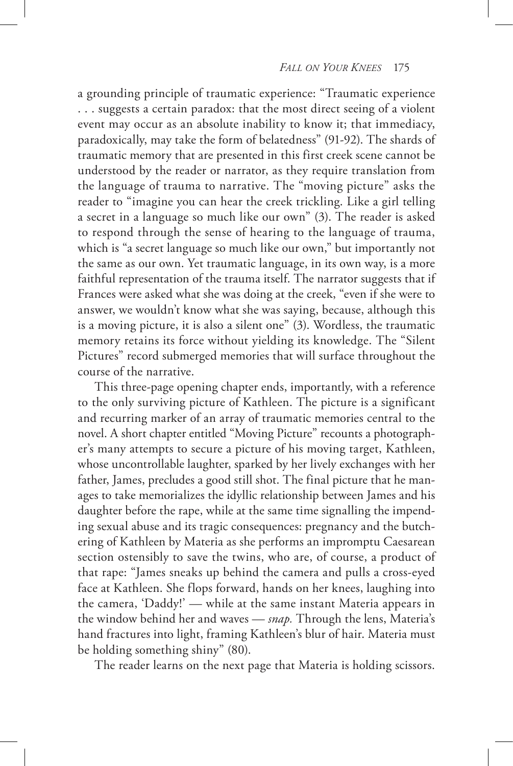a grounding principle of traumatic experience: "Traumatic experience . . . suggests a certain paradox: that the most direct seeing of a violent event may occur as an absolute inability to know it; that immediacy, paradoxically, may take the form of belatedness" (91-92). The shards of traumatic memory that are presented in this first creek scene cannot be understood by the reader or narrator, as they require translation from the language of trauma to narrative. The "moving picture" asks the reader to "imagine you can hear the creek trickling. Like a girl telling a secret in a language so much like our own" (3). The reader is asked to respond through the sense of hearing to the language of trauma, which is "a secret language so much like our own," but importantly not the same as our own. Yet traumatic language, in its own way, is a more faithful representation of the trauma itself. The narrator suggests that if Frances were asked what she was doing at the creek, "even if she were to answer, we wouldn't know what she was saying, because, although this is a moving picture, it is also a silent one" (3). Wordless, the traumatic memory retains its force without yielding its knowledge. The "Silent Pictures" record submerged memories that will surface throughout the course of the narrative.

This three-page opening chapter ends, importantly, with a reference to the only surviving picture of Kathleen. The picture is a significant and recurring marker of an array of traumatic memories central to the novel. A short chapter entitled "Moving Picture" recounts a photographer's many attempts to secure a picture of his moving target, Kathleen, whose uncontrollable laughter, sparked by her lively exchanges with her father, James, precludes a good still shot. The final picture that he manages to take memorializes the idyllic relationship between James and his daughter before the rape, while at the same time signalling the impending sexual abuse and its tragic consequences: pregnancy and the butchering of Kathleen by Materia as she performs an impromptu Caesarean section ostensibly to save the twins, who are, of course, a product of that rape: "James sneaks up behind the camera and pulls a cross-eyed face at Kathleen. She flops forward, hands on her knees, laughing into the camera, 'Daddy!' — while at the same instant Materia appears in the window behind her and waves — *snap.* Through the lens, Materia's hand fractures into light, framing Kathleen's blur of hair. Materia must be holding something shiny" (80).

The reader learns on the next page that Materia is holding scissors.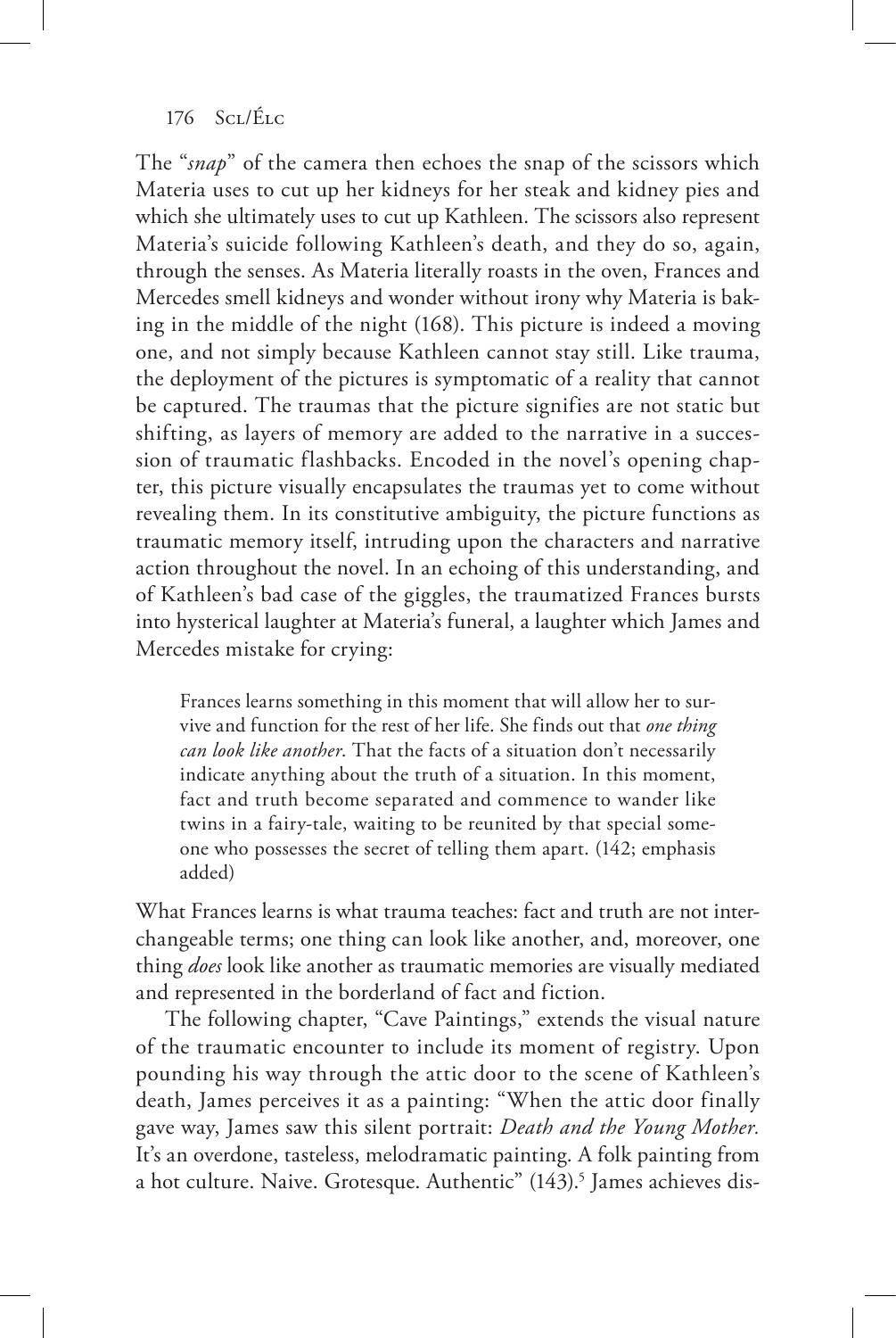The "*snap*" of the camera then echoes the snap of the scissors which Materia uses to cut up her kidneys for her steak and kidney pies and which she ultimately uses to cut up Kathleen. The scissors also represent Materia's suicide following Kathleen's death, and they do so, again, through the senses. As Materia literally roasts in the oven, Frances and Mercedes smell kidneys and wonder without irony why Materia is baking in the middle of the night (168). This picture is indeed a moving one, and not simply because Kathleen cannot stay still. Like trauma, the deployment of the pictures is symptomatic of a reality that cannot be captured. The traumas that the picture signifies are not static but shifting, as layers of memory are added to the narrative in a succession of traumatic flashbacks. Encoded in the novel's opening chapter, this picture visually encapsulates the traumas yet to come without revealing them. In its constitutive ambiguity, the picture functions as traumatic memory itself, intruding upon the characters and narrative action throughout the novel. In an echoing of this understanding, and of Kathleen's bad case of the giggles, the traumatized Frances bursts into hysterical laughter at Materia's funeral, a laughter which James and Mercedes mistake for crying:

> Frances learns something in this moment that will allow her to survive and function for the rest of her life. She finds out that *one thing can look like another*. That the facts of a situation don't necessarily indicate anything about the truth of a situation. In this moment, fact and truth become separated and commence to wander like twins in a fairy-tale, waiting to be reunited by that special someone who possesses the secret of telling them apart. (142; emphasis added)

What Frances learns is what trauma teaches: fact and truth are not interchangeable terms; one thing can look like another, and, moreover, one thing *does* look like another as traumatic memories are visually mediated and represented in the borderland of fact and fiction.

The following chapter, "Cave Paintings," extends the visual nature of the traumatic encounter to include its moment of registry. Upon pounding his way through the attic door to the scene of Kathleen's death, James perceives it as a painting: "When the attic door finally gave way, James saw this silent portrait: *Death and the Young Mother.* It's an overdone, tasteless, melodramatic painting. A folk painting from a hot culture. Naive. Grotesque. Authentic" (143).[5] James achieves dis-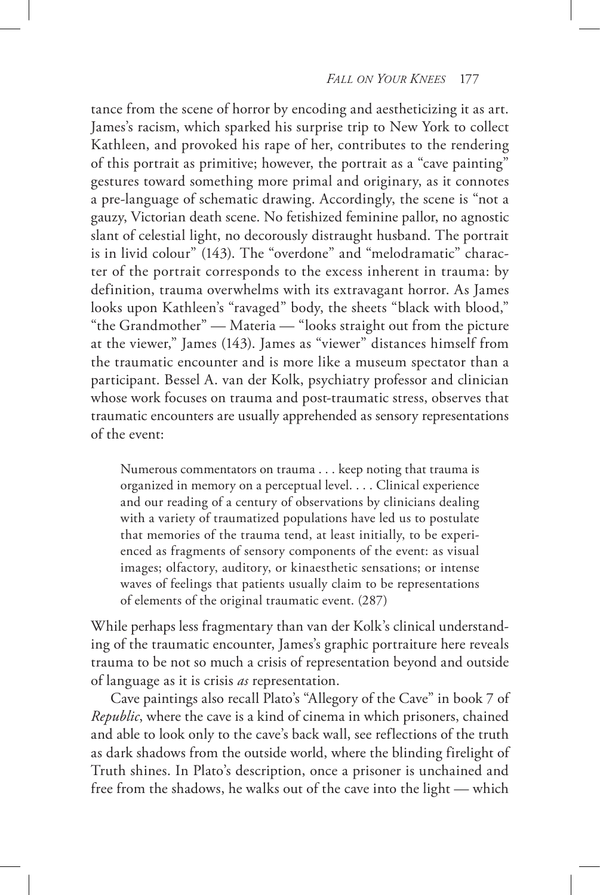tance from the scene of horror by encoding and aestheticizing it as art. James's racism, which sparked his surprise trip to New York to collect Kathleen, and provoked his rape of her, contributes to the rendering of this portrait as primitive; however, the portrait as a "cave painting" gestures toward something more primal and originary, as it connotes a pre-language of schematic drawing. Accordingly, the scene is "not a gauzy, Victorian death scene. No fetishized feminine pallor, no agnostic slant of celestial light, no decorously distraught husband. The portrait is in livid colour" (143). The "overdone" and "melodramatic" character of the portrait corresponds to the excess inherent in trauma: by definition, trauma overwhelms with its extravagant horror. As James looks upon Kathleen's "ravaged" body, the sheets "black with blood," "the Grandmother" — Materia — "looks straight out from the picture at the viewer," James (143). James as "viewer" distances himself from the traumatic encounter and is more like a museum spectator than a participant. Bessel A. van der Kolk, psychiatry professor and clinician whose work focuses on trauma and post-traumatic stress, observes that traumatic encounters are usually apprehended as sensory representations of the event:

> Numerous commentators on trauma . . . keep noting that trauma is organized in memory on a perceptual level. . . . Clinical experience and our reading of a century of observations by clinicians dealing with a variety of traumatized populations have led us to postulate that memories of the trauma tend, at least initially, to be experienced as fragments of sensory components of the event: as visual images; olfactory, auditory, or kinaesthetic sensations; or intense waves of feelings that patients usually claim to be representations of elements of the original traumatic event. (287)

While perhaps less fragmentary than van der Kolk's clinical understanding of the traumatic encounter, James's graphic portraiture here reveals trauma to be not so much a crisis of representation beyond and outside of language as it is crisis *as* representation.

Cave paintings also recall Plato's "Allegory of the Cave" in book 7 of *Republic*, where the cave is a kind of cinema in which prisoners, chained and able to look only to the cave's back wall, see reflections of the truth as dark shadows from the outside world, where the blinding firelight of Truth shines. In Plato's description, once a prisoner is unchained and free from the shadows, he walks out of the cave into the light — which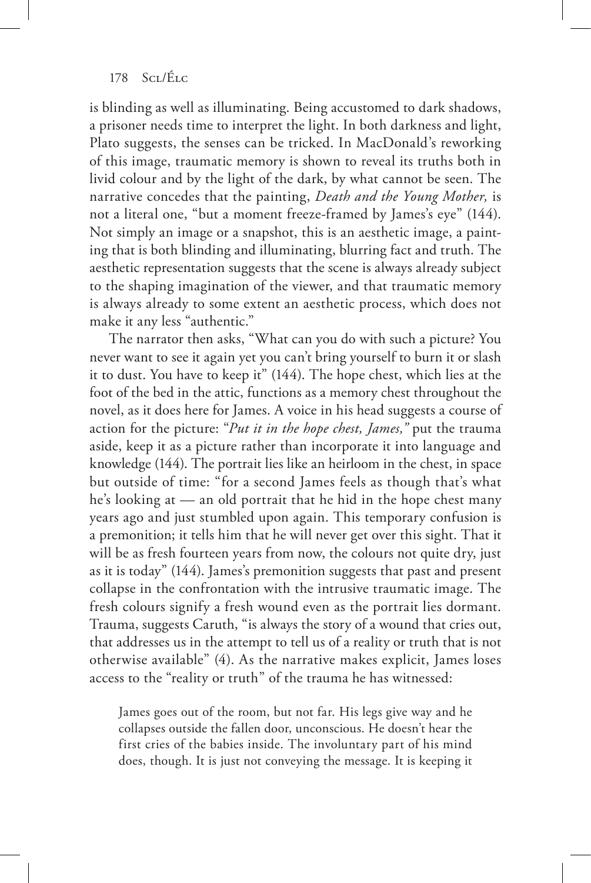is blinding as well as illuminating. Being accustomed to dark shadows, a prisoner needs time to interpret the light. In both darkness and light, Plato suggests, the senses can be tricked. In MacDonald's reworking of this image, traumatic memory is shown to reveal its truths both in livid colour and by the light of the dark, by what cannot be seen. The narrative concedes that the painting, *Death and the Young Mother,* is not a literal one, "but a moment freeze-framed by James's eye" (144). Not simply an image or a snapshot, this is an aesthetic image, a painting that is both blinding and illuminating, blurring fact and truth. The aesthetic representation suggests that the scene is always already subject to the shaping imagination of the viewer, and that traumatic memory is always already to some extent an aesthetic process, which does not make it any less "authentic."

The narrator then asks, "What can you do with such a picture? You never want to see it again yet you can't bring yourself to burn it or slash it to dust. You have to keep it" (144). The hope chest, which lies at the foot of the bed in the attic, functions as a memory chest throughout the novel, as it does here for James. A voice in his head suggests a course of action for the picture: "*Put it in the hope chest, James,"* put the trauma aside, keep it as a picture rather than incorporate it into language and knowledge (144). The portrait lies like an heirloom in the chest, in space but outside of time: "for a second James feels as though that's what he's looking at — an old portrait that he hid in the hope chest many years ago and just stumbled upon again. This temporary confusion is a premonition; it tells him that he will never get over this sight. That it will be as fresh fourteen years from now, the colours not quite dry, just as it is today" (144). James's premonition suggests that past and present collapse in the confrontation with the intrusive traumatic image. The fresh colours signify a fresh wound even as the portrait lies dormant. Trauma, suggests Caruth, "is always the story of a wound that cries out, that addresses us in the attempt to tell us of a reality or truth that is not otherwise available" (4). As the narrative makes explicit, James loses access to the "reality or truth" of the trauma he has witnessed:

> James goes out of the room, but not far. His legs give way and he collapses outside the fallen door, unconscious. He doesn't hear the first cries of the babies inside. The involuntary part of his mind does, though. It is just not conveying the message. It is keeping it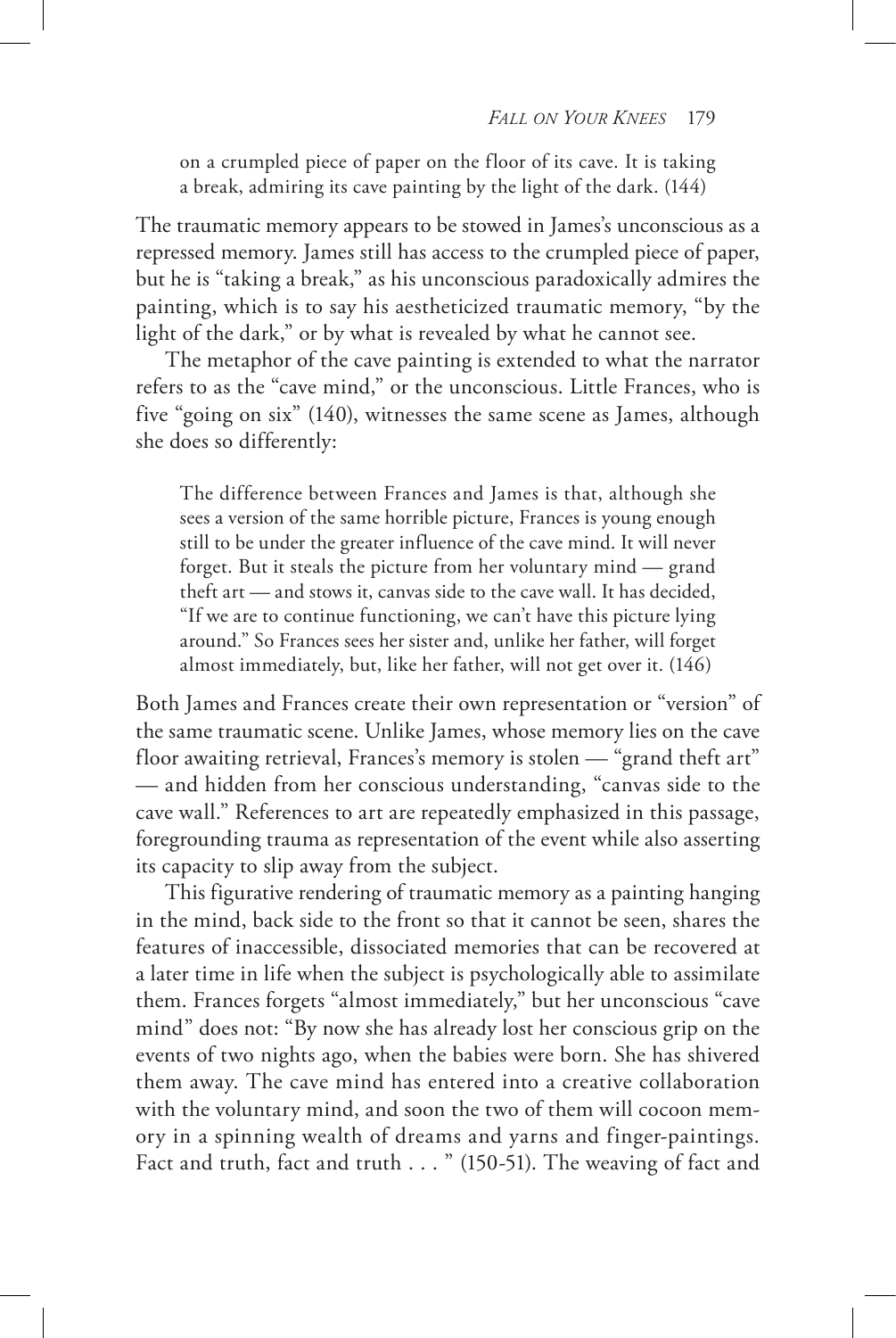on a crumpled piece of paper on the floor of its cave. It is taking a break, admiring its cave painting by the light of the dark. (144)

The traumatic memory appears to be stowed in James's unconscious as a repressed memory. James still has access to the crumpled piece of paper, but he is "taking a break," as his unconscious paradoxically admires the painting, which is to say his aestheticized traumatic memory, "by the light of the dark," or by what is revealed by what he cannot see.

The metaphor of the cave painting is extended to what the narrator refers to as the "cave mind," or the unconscious. Little Frances, who is five "going on six" (140), witnesses the same scene as James, although she does so differently:

> The difference between Frances and James is that, although she sees a version of the same horrible picture, Frances is young enough still to be under the greater influence of the cave mind. It will never forget. But it steals the picture from her voluntary mind — grand theft art — and stows it, canvas side to the cave wall. It has decided, "If we are to continue functioning, we can't have this picture lying around." So Frances sees her sister and, unlike her father, will forget almost immediately, but, like her father, will not get over it. (146)

Both James and Frances create their own representation or "version" of the same traumatic scene. Unlike James, whose memory lies on the cave floor awaiting retrieval, Frances's memory is stolen — "grand theft art" — and hidden from her conscious understanding, "canvas side to the cave wall." References to art are repeatedly emphasized in this passage, foregrounding trauma as representation of the event while also asserting its capacity to slip away from the subject.

This figurative rendering of traumatic memory as a painting hanging in the mind, back side to the front so that it cannot be seen, shares the features of inaccessible, dissociated memories that can be recovered at a later time in life when the subject is psychologically able to assimilate them. Frances forgets "almost immediately," but her unconscious "cave mind" does not: "By now she has already lost her conscious grip on the events of two nights ago, when the babies were born. She has shivered them away. The cave mind has entered into a creative collaboration with the voluntary mind, and soon the two of them will cocoon memory in a spinning wealth of dreams and yarns and finger-paintings. Fact and truth, fact and truth . . . " (150-51). The weaving of fact and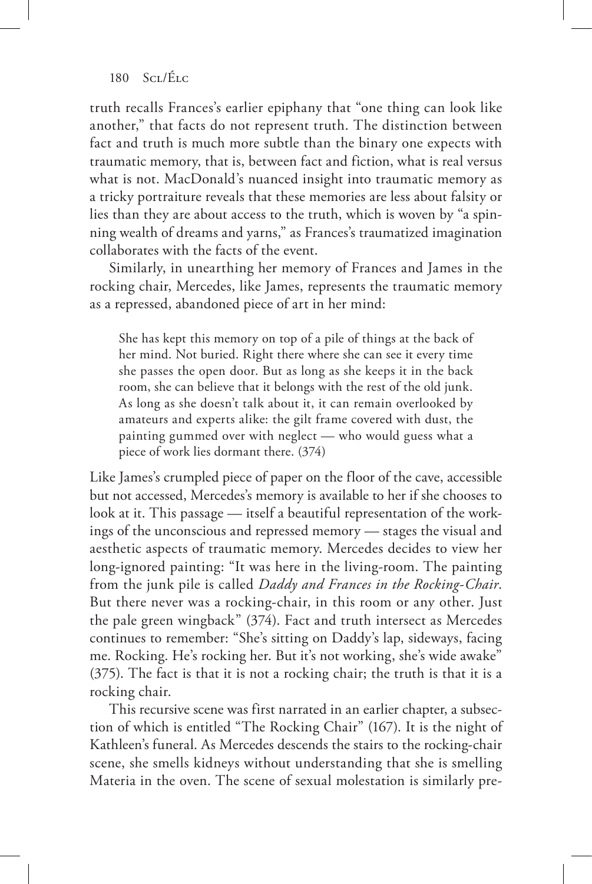truth recalls Frances's earlier epiphany that "one thing can look like another," that facts do not represent truth. The distinction between fact and truth is much more subtle than the binary one expects with traumatic memory, that is, between fact and fiction, what is real versus what is not. MacDonald's nuanced insight into traumatic memory as a tricky portraiture reveals that these memories are less about falsity or lies than they are about access to the truth, which is woven by "a spinning wealth of dreams and yarns," as Frances's traumatized imagination collaborates with the facts of the event.

Similarly, in unearthing her memory of Frances and James in the rocking chair, Mercedes, like James, represents the traumatic memory as a repressed, abandoned piece of art in her mind:

> She has kept this memory on top of a pile of things at the back of her mind. Not buried. Right there where she can see it every time she passes the open door. But as long as she keeps it in the back room, she can believe that it belongs with the rest of the old junk. As long as she doesn't talk about it, it can remain overlooked by amateurs and experts alike: the gilt frame covered with dust, the painting gummed over with neglect — who would guess what a piece of work lies dormant there. (374)

Like James's crumpled piece of paper on the floor of the cave, accessible but not accessed, Mercedes's memory is available to her if she chooses to look at it. This passage — itself a beautiful representation of the workings of the unconscious and repressed memory — stages the visual and aesthetic aspects of traumatic memory. Mercedes decides to view her long-ignored painting: "It was here in the living-room. The painting from the junk pile is called *Daddy and Frances in the Rocking-Chair*. But there never was a rocking-chair, in this room or any other. Just the pale green wingback" (374). Fact and truth intersect as Mercedes continues to remember: "She's sitting on Daddy's lap, sideways, facing me. Rocking. He's rocking her. But it's not working, she's wide awake" (375). The fact is that it is not a rocking chair; the truth is that it is a rocking chair.

This recursive scene was first narrated in an earlier chapter, a subsection of which is entitled "The Rocking Chair" (167). It is the night of Kathleen's funeral. As Mercedes descends the stairs to the rocking-chair scene, she smells kidneys without understanding that she is smelling Materia in the oven. The scene of sexual molestation is similarly pre-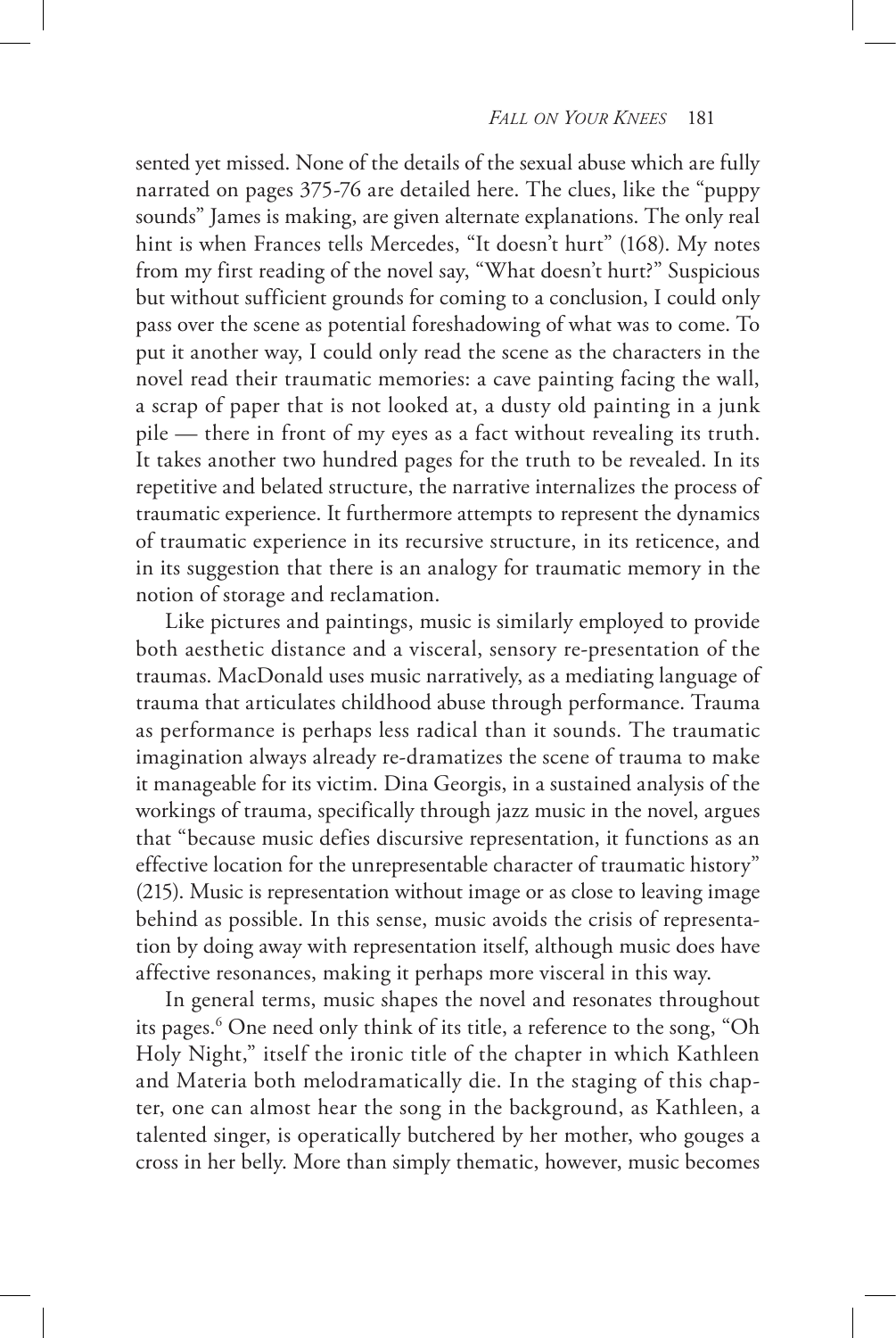sented yet missed. None of the details of the sexual abuse which are fully narrated on pages 375-76 are detailed here. The clues, like the "puppy sounds" James is making, are given alternate explanations. The only real hint is when Frances tells Mercedes, "It doesn't hurt" (168). My notes from my first reading of the novel say, "What doesn't hurt?" Suspicious but without sufficient grounds for coming to a conclusion, I could only pass over the scene as potential foreshadowing of what was to come. To put it another way, I could only read the scene as the characters in the novel read their traumatic memories: a cave painting facing the wall, a scrap of paper that is not looked at, a dusty old painting in a junk pile — there in front of my eyes as a fact without revealing its truth. It takes another two hundred pages for the truth to be revealed. In its repetitive and belated structure, the narrative internalizes the process of traumatic experience. It furthermore attempts to represent the dynamics of traumatic experience in its recursive structure, in its reticence, and in its suggestion that there is an analogy for traumatic memory in the notion of storage and reclamation.

Like pictures and paintings, music is similarly employed to provide both aesthetic distance and a visceral, sensory re-presentation of the traumas. MacDonald uses music narratively, as a mediating language of trauma that articulates childhood abuse through performance. Trauma as performance is perhaps less radical than it sounds. The traumatic imagination always already re-dramatizes the scene of trauma to make it manageable for its victim. Dina Georgis, in a sustained analysis of the workings of trauma, specifically through jazz music in the novel, argues that "because music defies discursive representation, it functions as an effective location for the unrepresentable character of traumatic history" (215). Music is representation without image or as close to leaving image behind as possible. In this sense, music avoids the crisis of representation by doing away with representation itself, although music does have affective resonances, making it perhaps more visceral in this way.

In general terms, music shapes the novel and resonates throughout its pages.[6] One need only think of its title, a reference to the song, "Oh Holy Night," itself the ironic title of the chapter in which Kathleen and Materia both melodramatically die. In the staging of this chapter, one can almost hear the song in the background, as Kathleen, a talented singer, is operatically butchered by her mother, who gouges a cross in her belly. More than simply thematic, however, music becomes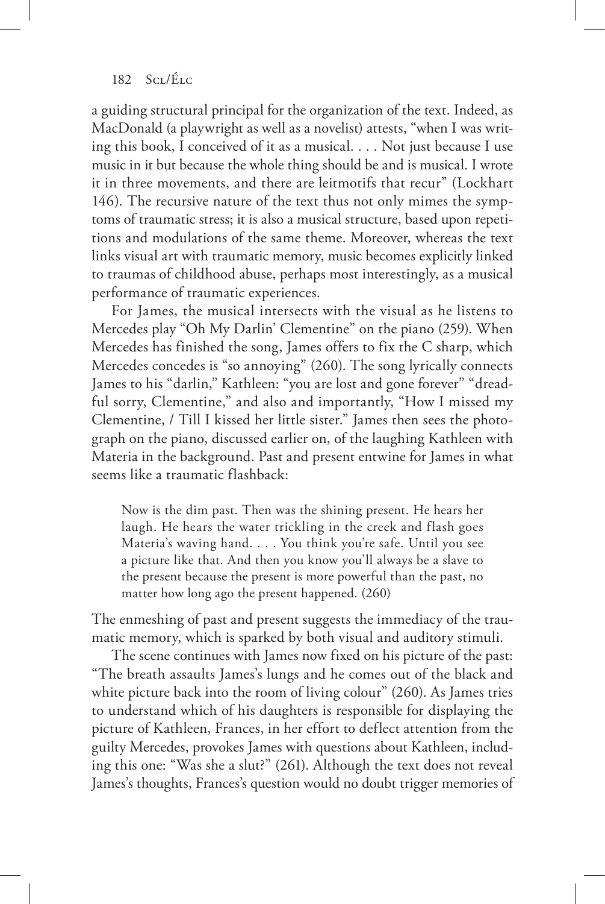a guiding structural principal for the organization of the text. Indeed, as MacDonald (a playwright as well as a novelist) attests, "when I was writing this book, I conceived of it as a musical. . . . Not just because I use music in it but because the whole thing should be and is musical. I wrote it in three movements, and there are leitmotifs that recur" (Lockhart 146). The recursive nature of the text thus not only mimes the symptoms of traumatic stress; it is also a musical structure, based upon repetitions and modulations of the same theme. Moreover, whereas the text links visual art with traumatic memory, music becomes explicitly linked to traumas of childhood abuse, perhaps most interestingly, as a musical performance of traumatic experiences.

For James, the musical intersects with the visual as he listens to Mercedes play "Oh My Darlin' Clementine" on the piano (259). When Mercedes has finished the song, James offers to fix the C sharp, which Mercedes concedes is "so annoying" (260). The song lyrically connects James to his "darlin," Kathleen: "you are lost and gone forever" "dreadful sorry, Clementine," and also and importantly, "How I missed my Clementine, / Till I kissed her little sister." James then sees the photograph on the piano, discussed earlier on, of the laughing Kathleen with Materia in the background. Past and present entwine for James in what seems like a traumatic flashback:

> Now is the dim past. Then was the shining present. He hears her laugh. He hears the water trickling in the creek and flash goes Materia's waving hand. . . . You think you're safe. Until you see a picture like that. And then you know you'll always be a slave to the present because the present is more powerful than the past, no matter how long ago the present happened. (260)

The enmeshing of past and present suggests the immediacy of the traumatic memory, which is sparked by both visual and auditory stimuli.

The scene continues with James now fixed on his picture of the past: "The breath assaults James's lungs and he comes out of the black and white picture back into the room of living colour" (260). As James tries to understand which of his daughters is responsible for displaying the picture of Kathleen, Frances, in her effort to deflect attention from the guilty Mercedes, provokes James with questions about Kathleen, including this one: "Was she a slut?" (261). Although the text does not reveal James's thoughts, Frances's question would no doubt trigger memories of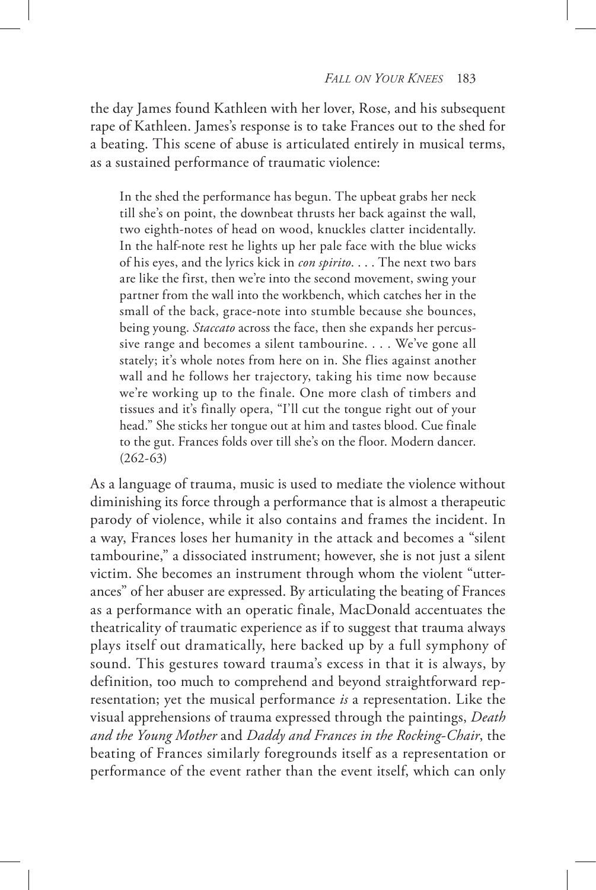the day James found Kathleen with her lover, Rose, and his subsequent rape of Kathleen. James's response is to take Frances out to the shed for a beating. This scene of abuse is articulated entirely in musical terms, as a sustained performance of traumatic violence:

> In the shed the performance has begun. The upbeat grabs her neck till she's on point, the downbeat thrusts her back against the wall, two eighth-notes of head on wood, knuckles clatter incidentally. In the half-note rest he lights up her pale face with the blue wicks of his eyes, and the lyrics kick in *con spirito*. . . . The next two bars are like the first, then we're into the second movement, swing your partner from the wall into the workbench, which catches her in the small of the back, grace-note into stumble because she bounces, being young. *Staccato* across the face, then she expands her percussive range and becomes a silent tambourine. . . . We've gone all stately; it's whole notes from here on in. She flies against another wall and he follows her trajectory, taking his time now because we're working up to the finale. One more clash of timbers and tissues and it's finally opera, "I'll cut the tongue right out of your head." She sticks her tongue out at him and tastes blood. Cue finale to the gut. Frances folds over till she's on the floor. Modern dancer. (262-63)

As a language of trauma, music is used to mediate the violence without diminishing its force through a performance that is almost a therapeutic parody of violence, while it also contains and frames the incident. In a way, Frances loses her humanity in the attack and becomes a "silent tambourine," a dissociated instrument; however, she is not just a silent victim. She becomes an instrument through whom the violent "utterances" of her abuser are expressed. By articulating the beating of Frances as a performance with an operatic finale, MacDonald accentuates the theatricality of traumatic experience as if to suggest that trauma always plays itself out dramatically, here backed up by a full symphony of sound. This gestures toward trauma's excess in that it is always, by definition, too much to comprehend and beyond straightforward representation; yet the musical performance *is* a representation. Like the visual apprehensions of trauma expressed through the paintings, *Death and the Young Mother* and *Daddy and Frances in the Rocking-Chair*, the beating of Frances similarly foregrounds itself as a representation or performance of the event rather than the event itself, which can only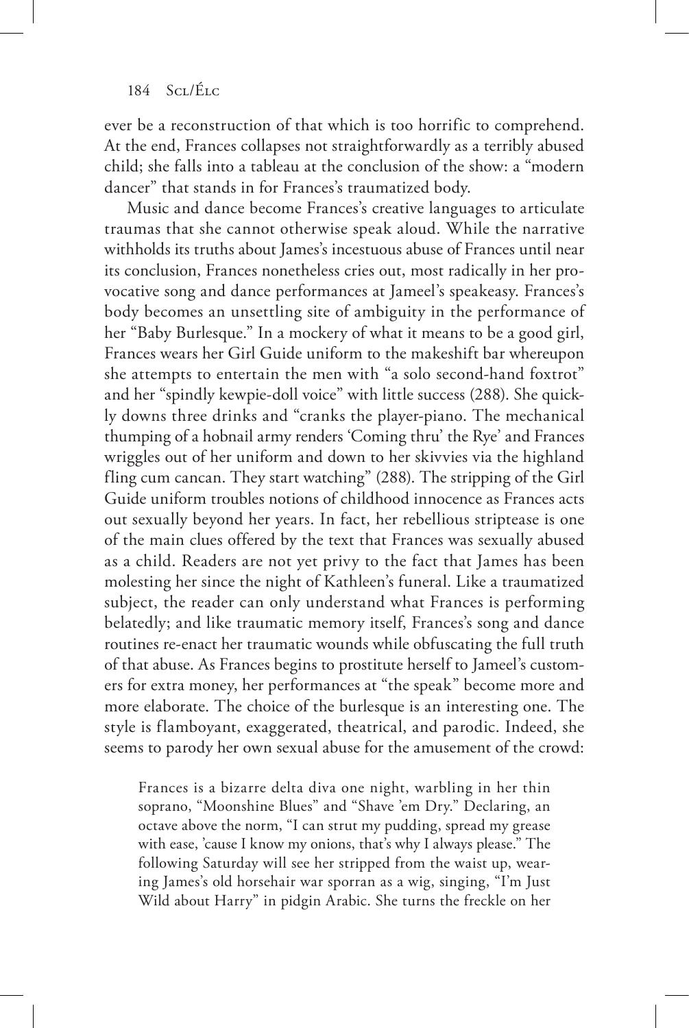ever be a reconstruction of that which is too horrific to comprehend. At the end, Frances collapses not straightforwardly as a terribly abused child; she falls into a tableau at the conclusion of the show: a "modern dancer" that stands in for Frances's traumatized body.

Music and dance become Frances's creative languages to articulate traumas that she cannot otherwise speak aloud. While the narrative withholds its truths about James's incestuous abuse of Frances until near its conclusion, Frances nonetheless cries out, most radically in her provocative song and dance performances at Jameel's speakeasy. Frances's body becomes an unsettling site of ambiguity in the performance of her "Baby Burlesque." In a mockery of what it means to be a good girl, Frances wears her Girl Guide uniform to the makeshift bar whereupon she attempts to entertain the men with "a solo second-hand foxtrot" and her "spindly kewpie-doll voice" with little success (288). She quickly downs three drinks and "cranks the player-piano. The mechanical thumping of a hobnail army renders 'Coming thru' the Rye' and Frances wriggles out of her uniform and down to her skivvies via the highland fling cum cancan. They start watching" (288). The stripping of the Girl Guide uniform troubles notions of childhood innocence as Frances acts out sexually beyond her years. In fact, her rebellious striptease is one of the main clues offered by the text that Frances was sexually abused as a child. Readers are not yet privy to the fact that James has been molesting her since the night of Kathleen's funeral. Like a traumatized subject, the reader can only understand what Frances is performing belatedly; and like traumatic memory itself, Frances's song and dance routines re-enact her traumatic wounds while obfuscating the full truth of that abuse. As Frances begins to prostitute herself to Jameel's customers for extra money, her performances at "the speak" become more and more elaborate. The choice of the burlesque is an interesting one. The style is flamboyant, exaggerated, theatrical, and parodic. Indeed, she seems to parody her own sexual abuse for the amusement of the crowd:

> Frances is a bizarre delta diva one night, warbling in her thin soprano, "Moonshine Blues" and "Shave 'em Dry." Declaring, an octave above the norm, "I can strut my pudding, spread my grease with ease, 'cause I know my onions, that's why I always please." The following Saturday will see her stripped from the waist up, wearing James's old horsehair war sporran as a wig, singing, "I'm Just Wild about Harry" in pidgin Arabic. She turns the freckle on her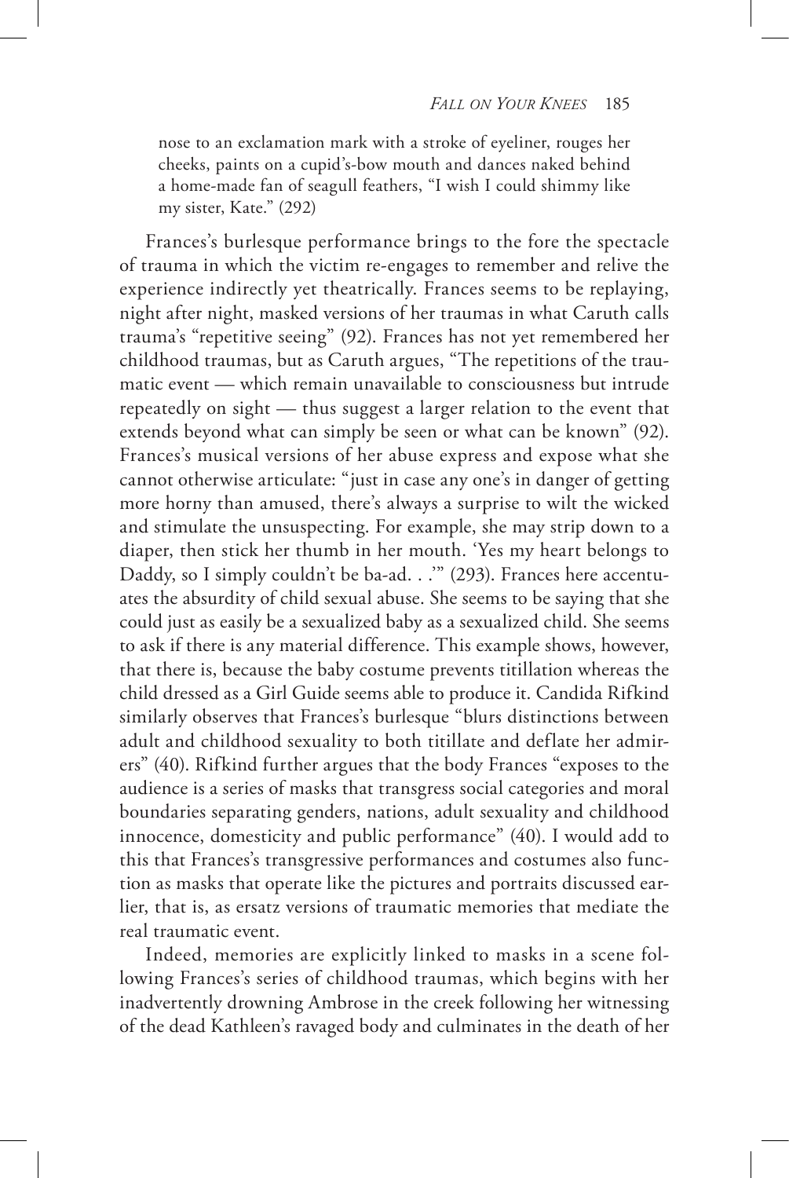> nose to an exclamation mark with a stroke of eyeliner, rouges her cheeks, paints on a cupid's-bow mouth and dances naked behind a home-made fan of seagull feathers, "I wish I could shimmy like my sister, Kate." (292)

Frances's burlesque performance brings to the fore the spectacle of trauma in which the victim re-engages to remember and relive the experience indirectly yet theatrically. Frances seems to be replaying, night after night, masked versions of her traumas in what Caruth calls trauma's "repetitive seeing" (92). Frances has not yet remembered her childhood traumas, but as Caruth argues, "The repetitions of the traumatic event — which remain unavailable to consciousness but intrude repeatedly on sight — thus suggest a larger relation to the event that extends beyond what can simply be seen or what can be known" (92). Frances's musical versions of her abuse express and expose what she cannot otherwise articulate: "just in case any one's in danger of getting more horny than amused, there's always a surprise to wilt the wicked and stimulate the unsuspecting. For example, she may strip down to a diaper, then stick her thumb in her mouth. 'Yes my heart belongs to Daddy, so I simply couldn't be ba-ad. . .'" (293). Frances here accentuates the absurdity of child sexual abuse. She seems to be saying that she could just as easily be a sexualized baby as a sexualized child. She seems to ask if there is any material difference. This example shows, however, that there is, because the baby costume prevents titillation whereas the child dressed as a Girl Guide seems able to produce it. Candida Rifkind similarly observes that Frances's burlesque "blurs distinctions between adult and childhood sexuality to both titillate and deflate her admirers" (40). Rifkind further argues that the body Frances "exposes to the audience is a series of masks that transgress social categories and moral boundaries separating genders, nations, adult sexuality and childhood innocence, domesticity and public performance" (40). I would add to this that Frances's transgressive performances and costumes also function as masks that operate like the pictures and portraits discussed earlier, that is, as ersatz versions of traumatic memories that mediate the real traumatic event.

Indeed, memories are explicitly linked to masks in a scene following Frances's series of childhood traumas, which begins with her inadvertently drowning Ambrose in the creek following her witnessing of the dead Kathleen's ravaged body and culminates in the death of her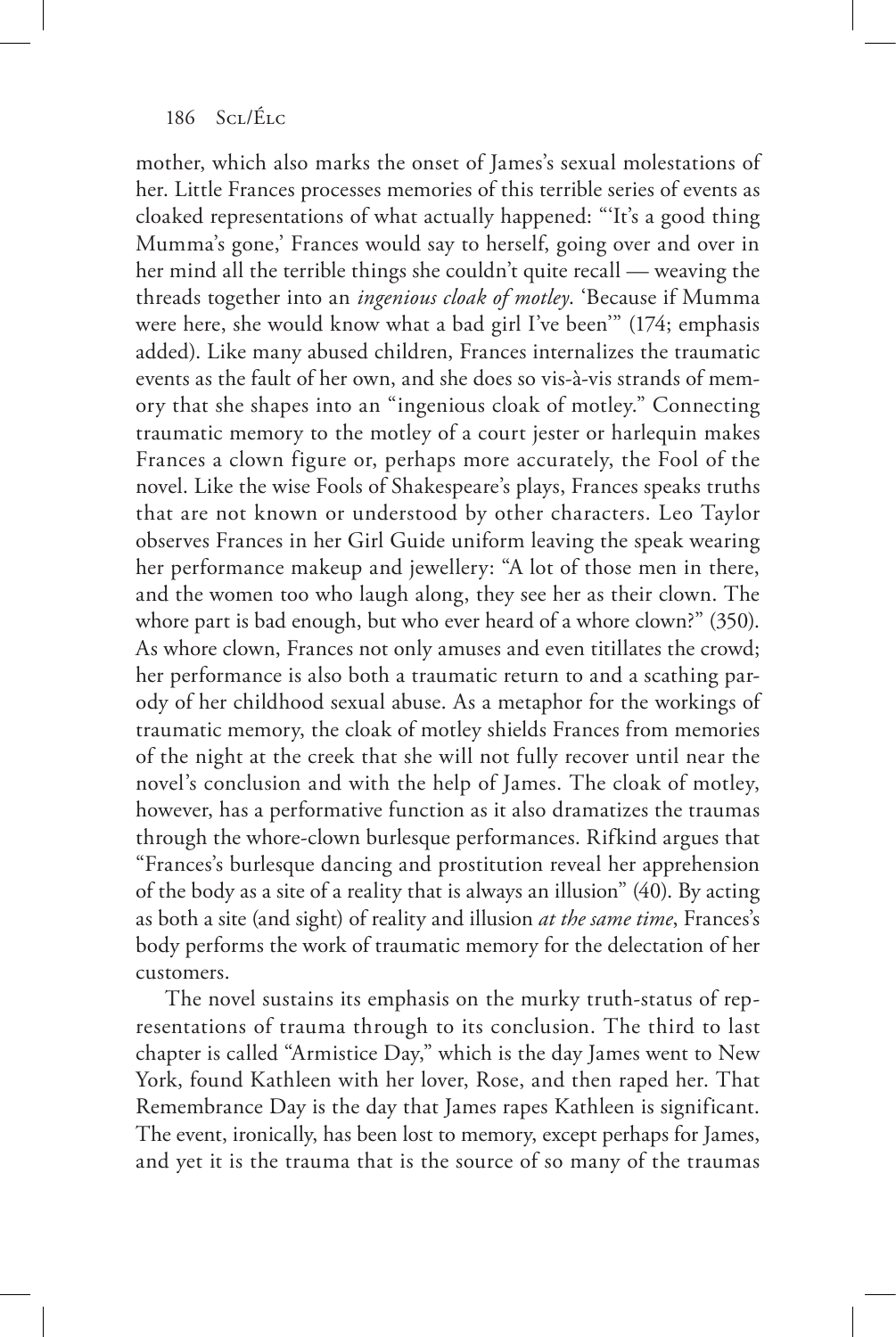mother, which also marks the onset of James's sexual molestations of her. Little Frances processes memories of this terrible series of events as cloaked representations of what actually happened: "'It's a good thing Mumma's gone,' Frances would say to herself, going over and over in her mind all the terrible things she couldn't quite recall — weaving the threads together into an *ingenious cloak of motley*. 'Because if Mumma were here, she would know what a bad girl I've been'" (174; emphasis added). Like many abused children, Frances internalizes the traumatic events as the fault of her own, and she does so vis-à-vis strands of memory that she shapes into an "ingenious cloak of motley." Connecting traumatic memory to the motley of a court jester or harlequin makes Frances a clown figure or, perhaps more accurately, the Fool of the novel. Like the wise Fools of Shakespeare's plays, Frances speaks truths that are not known or understood by other characters. Leo Taylor observes Frances in her Girl Guide uniform leaving the speak wearing her performance makeup and jewellery: "A lot of those men in there, and the women too who laugh along, they see her as their clown. The whore part is bad enough, but who ever heard of a whore clown?" (350). As whore clown, Frances not only amuses and even titillates the crowd; her performance is also both a traumatic return to and a scathing parody of her childhood sexual abuse. As a metaphor for the workings of traumatic memory, the cloak of motley shields Frances from memories of the night at the creek that she will not fully recover until near the novel's conclusion and with the help of James. The cloak of motley, however, has a performative function as it also dramatizes the traumas through the whore-clown burlesque performances. Rifkind argues that "Frances's burlesque dancing and prostitution reveal her apprehension of the body as a site of a reality that is always an illusion" (40). By acting as both a site (and sight) of reality and illusion *at the same time*, Frances's body performs the work of traumatic memory for the delectation of her customers.

The novel sustains its emphasis on the murky truth-status of representations of trauma through to its conclusion. The third to last chapter is called "Armistice Day," which is the day James went to New York, found Kathleen with her lover, Rose, and then raped her. That Remembrance Day is the day that James rapes Kathleen is significant. The event, ironically, has been lost to memory, except perhaps for James, and yet it is the trauma that is the source of so many of the traumas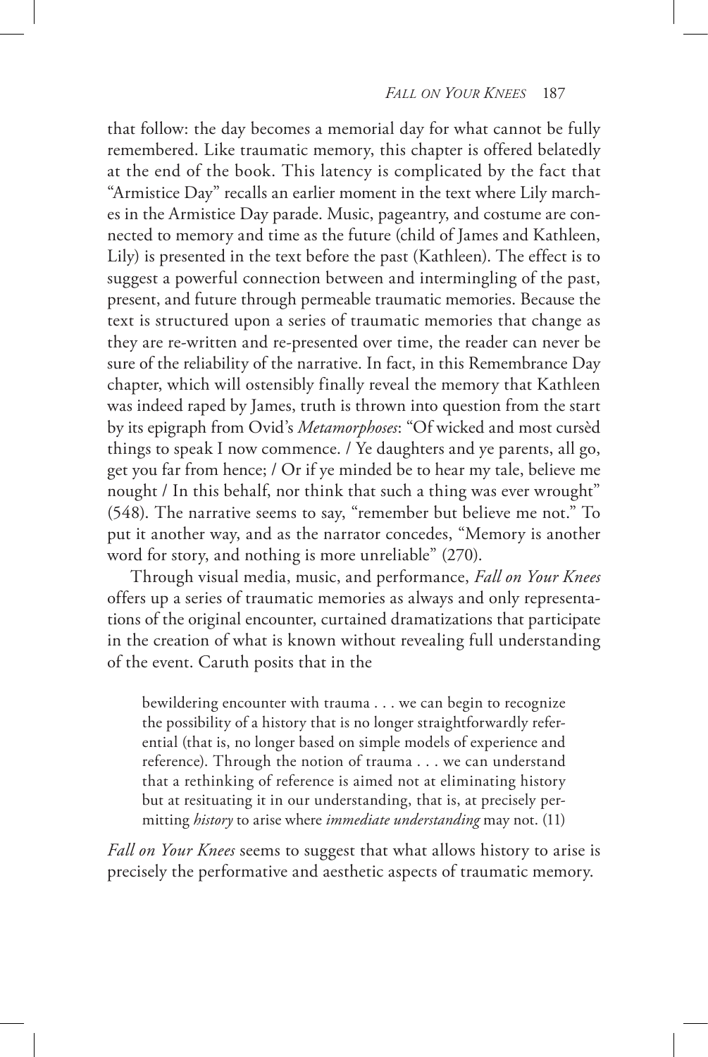that follow: the day becomes a memorial day for what cannot be fully remembered. Like traumatic memory, this chapter is offered belatedly at the end of the book. This latency is complicated by the fact that "Armistice Day" recalls an earlier moment in the text where Lily marches in the Armistice Day parade. Music, pageantry, and costume are connected to memory and time as the future (child of James and Kathleen, Lily) is presented in the text before the past (Kathleen). The effect is to suggest a powerful connection between and intermingling of the past, present, and future through permeable traumatic memories. Because the text is structured upon a series of traumatic memories that change as they are re-written and re-presented over time, the reader can never be sure of the reliability of the narrative. In fact, in this Remembrance Day chapter, which will ostensibly finally reveal the memory that Kathleen was indeed raped by James, truth is thrown into question from the start by its epigraph from Ovid's *Metamorphoses*: "Of wicked and most cursèd things to speak I now commence. / Ye daughters and ye parents, all go, get you far from hence; / Or if ye minded be to hear my tale, believe me nought / In this behalf, nor think that such a thing was ever wrought" (548). The narrative seems to say, "remember but believe me not." To put it another way, and as the narrator concedes, "Memory is another word for story, and nothing is more unreliable" (270).

Through visual media, music, and performance, *Fall on Your Knees* offers up a series of traumatic memories as always and only representations of the original encounter, curtained dramatizations that participate in the creation of what is known without revealing full understanding of the event. Caruth posits that in the

> bewildering encounter with trauma . . . we can begin to recognize the possibility of a history that is no longer straightforwardly referential (that is, no longer based on simple models of experience and reference). Through the notion of trauma . . . we can understand that a rethinking of reference is aimed not at eliminating history but at resituating it in our understanding, that is, at precisely permitting *history* to arise where *immediate understanding* may not. (11)

*Fall on Your Knees* seems to suggest that what allows history to arise is precisely the performative and aesthetic aspects of traumatic memory.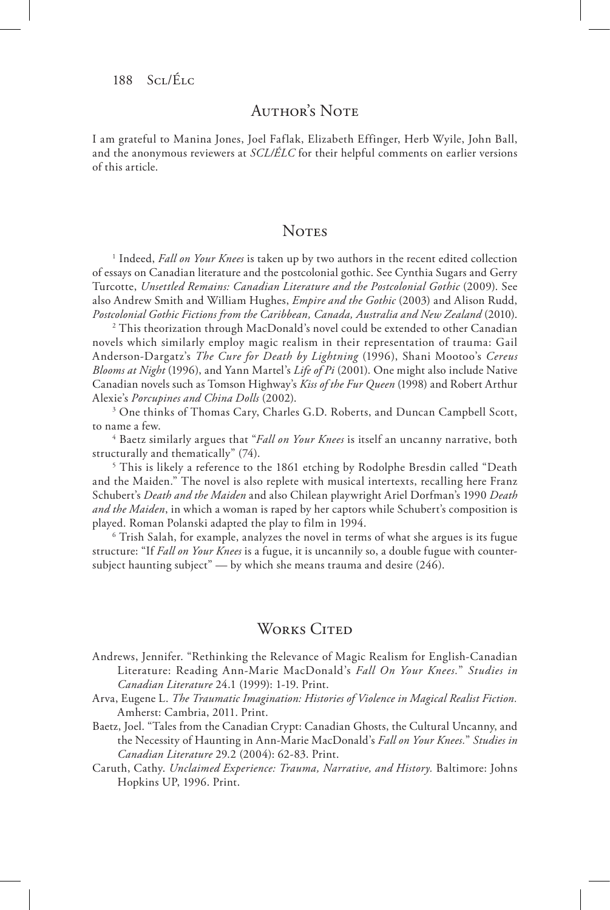## Author's Note

I am grateful to Manina Jones, Joel Faflak, Elizabeth Effinger, Herb Wyile, John Ball, and the anonymous reviewers at *SCL/ÉLC* for their helpful comments on earlier versions of this article.

## Notes

[1] Indeed, *Fall on Your Knees* is taken up by two authors in the recent edited collection of essays on Canadian literature and the postcolonial gothic. See Cynthia Sugars and Gerry Turcotte, *Unsettled Remains: Canadian Literature and the Postcolonial Gothic* (2009). See also Andrew Smith and William Hughes, *Empire and the Gothic* (2003) and Alison Rudd, *Postcolonial Gothic Fictions from the Caribbean, Canada, Australia and New Zealand* (2010).

[2] This theorization through MacDonald's novel could be extended to other Canadian novels which similarly employ magic realism in their representation of trauma: Gail Anderson-Dargatz's *The Cure for Death by Lightning* (1996), Shani Mootoo's *Cereus Blooms at Night* (1996), and Yann Martel's *Life of Pi* (2001). One might also include Native Canadian novels such as Tomson Highway's *Kiss of the Fur Queen* (1998) and Robert Arthur Alexie's *Porcupines and China Dolls* (2002).

[3] One thinks of Thomas Cary, Charles G.D. Roberts, and Duncan Campbell Scott, to name a few.

[4] Baetz similarly argues that "*Fall on Your Knees* is itself an uncanny narrative, both structurally and thematically" (74).

[5] This is likely a reference to the 1861 etching by Rodolphe Bresdin called "Death and the Maiden." The novel is also replete with musical intertexts, recalling here Franz Schubert's *Death and the Maiden* and also Chilean playwright Ariel Dorfman's 1990 *Death and the Maiden*, in which a woman is raped by her captors while Schubert's composition is played. Roman Polanski adapted the play to film in 1994.

[6] Trish Salah, for example, analyzes the novel in terms of what she argues is its fugue structure: "If *Fall on Your Knees* is a fugue, it is uncannily so, a double fugue with counter-subject haunting subject" — by which she means trauma and desire (246).

## Works Cited

Andrews, Jennifer. "Rethinking the Relevance of Magic Realism for English-Canadian Literature: Reading Ann-Marie MacDonald's *Fall On Your Knees.*" *Studies in Canadian Literature* 24.1 (1999): 1-19. Print.

Arva, Eugene L. *The Traumatic Imagination: Histories of Violence in Magical Realist Fiction.* Amherst: Cambria, 2011. Print.

Baetz, Joel. "Tales from the Canadian Crypt: Canadian Ghosts, the Cultural Uncanny, and the Necessity of Haunting in Ann-Marie MacDonald's *Fall on Your Knees.*" *Studies in Canadian Literature* 29.2 (2004): 62-83. Print.

Caruth, Cathy. *Unclaimed Experience: Trauma, Narrative, and History.* Baltimore: Johns Hopkins UP, 1996. Print.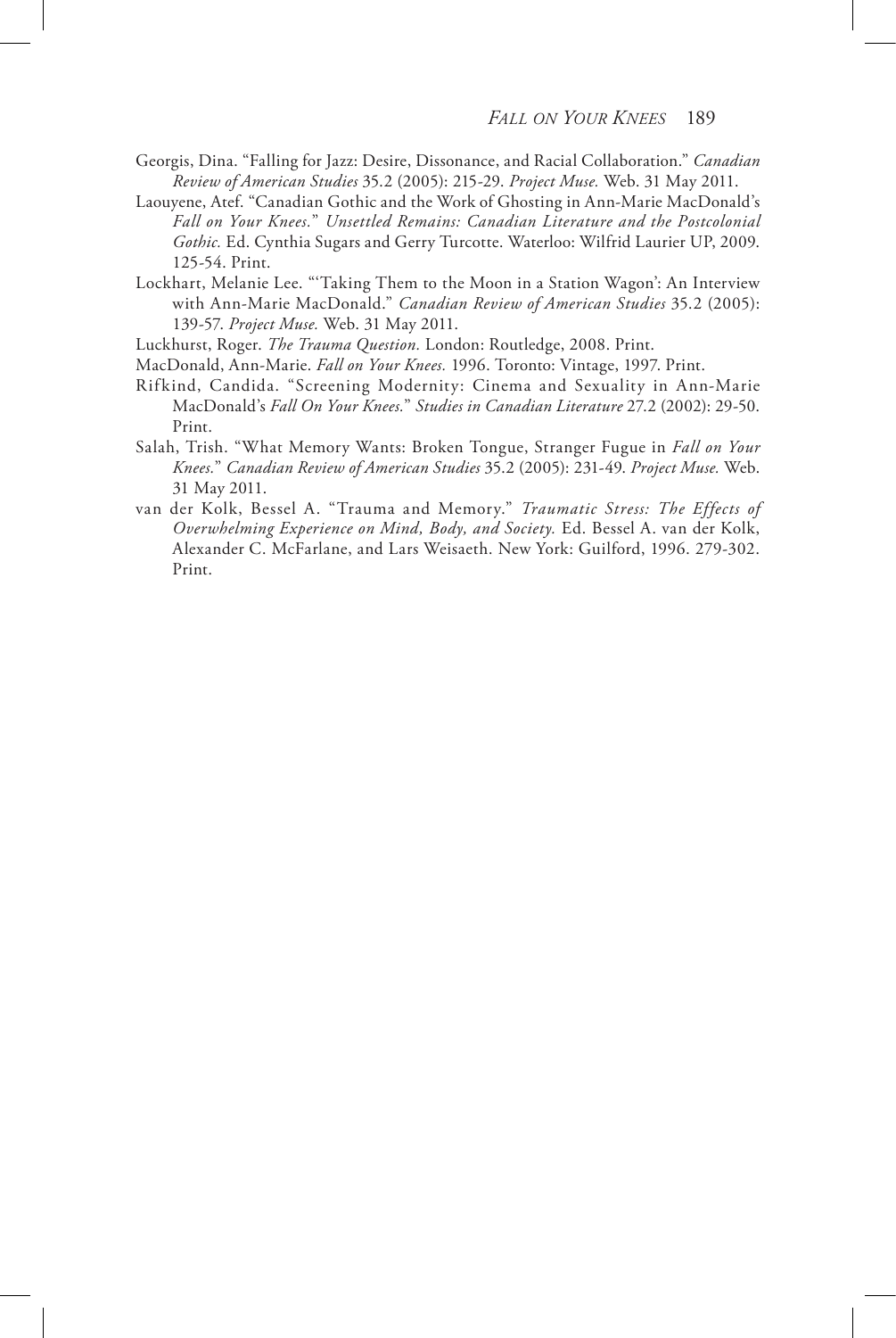Georgis, Dina. "Falling for Jazz: Desire, Dissonance, and Racial Collaboration." *Canadian Review of American Studies* 35.2 (2005): 215-29. *Project Muse.* Web. 31 May 2011.

Laouyene, Atef. "Canadian Gothic and the Work of Ghosting in Ann-Marie MacDonald's *Fall on Your Knees.*" *Unsettled Remains: Canadian Literature and the Postcolonial Gothic.* Ed. Cynthia Sugars and Gerry Turcotte. Waterloo: Wilfrid Laurier UP, 2009. 125-54. Print.

Lockhart, Melanie Lee. "'Taking Them to the Moon in a Station Wagon': An Interview with Ann-Marie MacDonald." *Canadian Review of American Studies* 35.2 (2005): 139-57. *Project Muse.* Web. 31 May 2011.

Luckhurst, Roger. *The Trauma Question.* London: Routledge, 2008. Print.

MacDonald, Ann-Marie. *Fall on Your Knees.* 1996. Toronto: Vintage, 1997. Print.

Rifkind, Candida. "Screening Modernity: Cinema and Sexuality in Ann-Marie MacDonald's *Fall On Your Knees.*" *Studies in Canadian Literature* 27.2 (2002): 29-50. Print.

Salah, Trish. "What Memory Wants: Broken Tongue, Stranger Fugue in *Fall on Your Knees.*" *Canadian Review of American Studies* 35.2 (2005): 231-49. *Project Muse.* Web. 31 May 2011.

van der Kolk, Bessel A. "Trauma and Memory." *Traumatic Stress: The Effects of Overwhelming Experience on Mind, Body, and Society.* Ed. Bessel A. van der Kolk, Alexander C. McFarlane, and Lars Weisaeth. New York: Guilford, 1996. 279-302. Print.